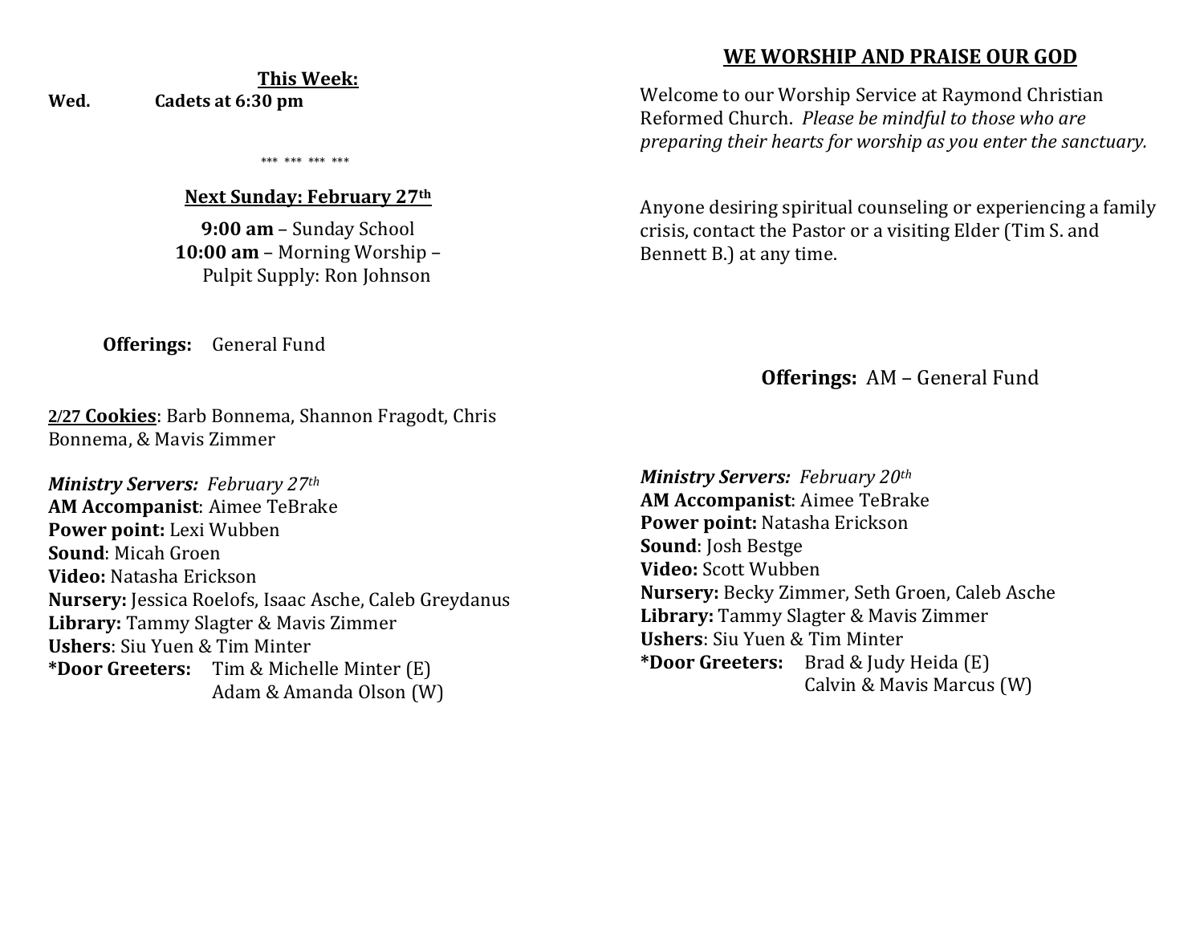**This Week:**

**Wed.** **Cadets at 6:30 pm**

*** *** *** ***

**Next Sunday: February 27th**

**9:00 am** – Sunday School
**10:00 am** – Morning Worship – Pulpit Supply: Ron Johnson

**Offerings:** General Fund

**2/27 Cookies**: Barb Bonnema, Shannon Fragodt, Chris Bonnema, & Mavis Zimmer

***Ministry Servers:*** *February 27th*
**AM Accompanist**: Aimee TeBrake
**Power point:** Lexi Wubben
**Sound**: Micah Groen
**Video:** Natasha Erickson
**Nursery:** Jessica Roelofs, Isaac Asche, Caleb Greydanus
**Library:** Tammy Slagter & Mavis Zimmer
**Ushers**: Siu Yuen & Tim Minter
**\*Door Greeters:** Tim & Michelle Minter (E)
Adam & Amanda Olson (W)

## WE WORSHIP AND PRAISE OUR GOD

Welcome to our Worship Service at Raymond Christian Reformed Church. *Please be mindful to those who are preparing their hearts for worship as you enter the sanctuary.*

Anyone desiring spiritual counseling or experiencing a family crisis, contact the Pastor or a visiting Elder (Tim S. and Bennett B.) at any time.

**Offerings:** AM – General Fund

***Ministry Servers:*** *February 20th*
**AM Accompanist**: Aimee TeBrake
**Power point:** Natasha Erickson
**Sound**: Josh Bestge
**Video:** Scott Wubben
**Nursery:** Becky Zimmer, Seth Groen, Caleb Asche
**Library:** Tammy Slagter & Mavis Zimmer
**Ushers**: Siu Yuen & Tim Minter
**\*Door Greeters:** Brad & Judy Heida (E)
Calvin & Mavis Marcus (W)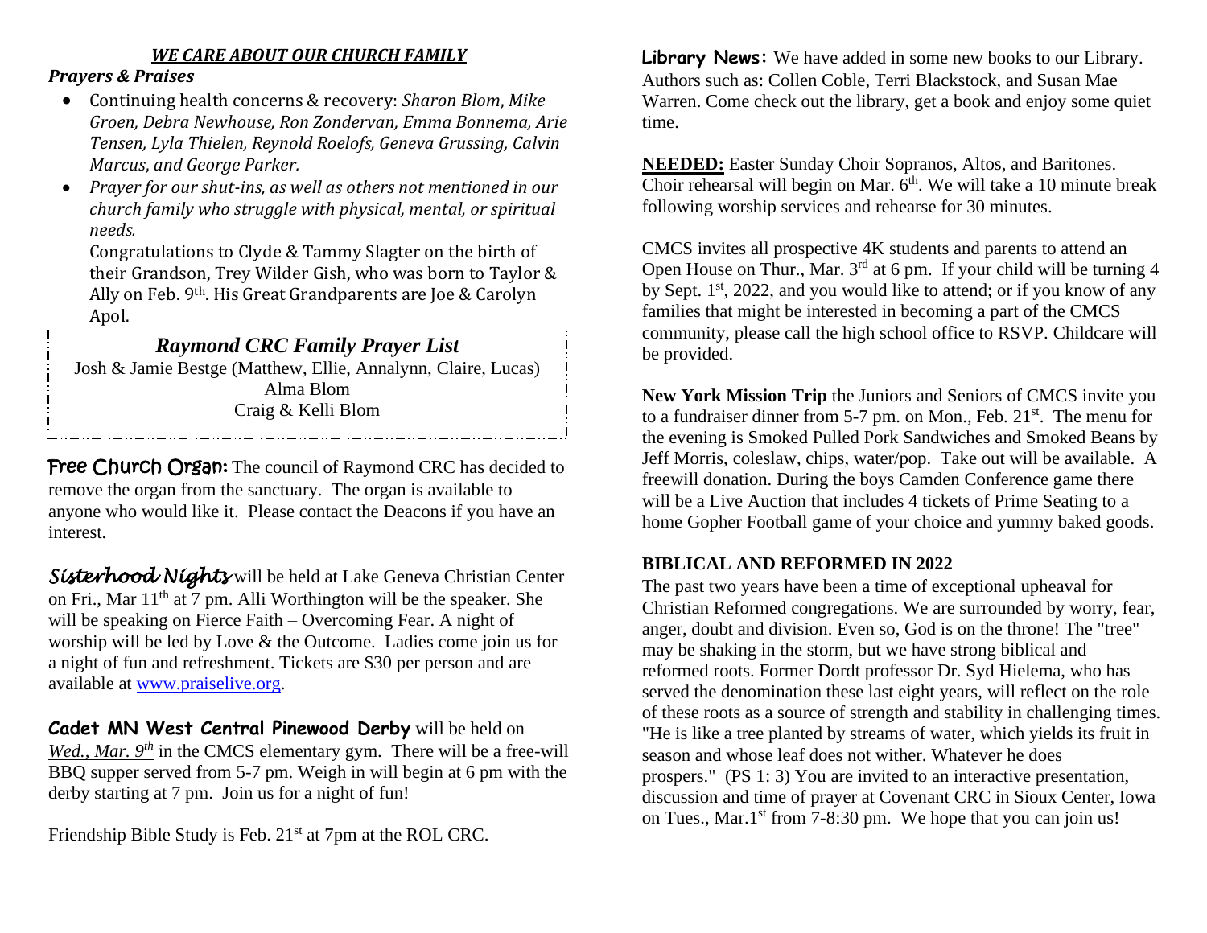### *WE CARE ABOUT OUR CHURCH FAMILY*

***Prayers & Praises***

- Continuing health concerns & recovery: *Sharon Blom, Mike Groen, Debra Newhouse, Ron Zondervan, Emma Bonnema, Arie Tensen, Lyla Thielen, Reynold Roelofs, Geneva Grussing, Calvin Marcus, and George Parker.*
- *Prayer for our shut-ins, as well as others not mentioned in our church family who struggle with physical, mental, or spiritual needs.*

  Congratulations to Clyde & Tammy Slagter on the birth of their Grandson, Trey Wilder Gish, who was born to Taylor & Ally on Feb. 9th. His Great Grandparents are Joe & Carolyn Apol.

***Raymond CRC Family Prayer List***

Josh & Jamie Bestge (Matthew, Ellie, Annalynn, Claire, Lucas)
Alma Blom
Craig & Kelli Blom

**Free Church Organ:** The council of Raymond CRC has decided to remove the organ from the sanctuary. The organ is available to anyone who would like it. Please contact the Deacons if you have an interest.

***Sisterhood Nights*** will be held at Lake Geneva Christian Center on Fri., Mar 11th at 7 pm. Alli Worthington will be the speaker. She will be speaking on Fierce Faith – Overcoming Fear. A night of worship will be led by Love & the Outcome. Ladies come join us for a night of fun and refreshment. Tickets are $30 per person and are available at www.praiselive.org.

**Cadet MN West Central Pinewood Derby** will be held on *Wed., Mar. 9th* in the CMCS elementary gym. There will be a free-will BBQ supper served from 5-7 pm. Weigh in will begin at 6 pm with the derby starting at 7 pm. Join us for a night of fun!

Friendship Bible Study is Feb. 21st at 7pm at the ROL CRC.

**Library News:** We have added in some new books to our Library. Authors such as: Collen Coble, Terri Blackstock, and Susan Mae Warren. Come check out the library, get a book and enjoy some quiet time.

**NEEDED:** Easter Sunday Choir Sopranos, Altos, and Baritones. Choir rehearsal will begin on Mar. 6th. We will take a 10 minute break following worship services and rehearse for 30 minutes.

CMCS invites all prospective 4K students and parents to attend an Open House on Thur., Mar. 3rd at 6 pm. If your child will be turning 4 by Sept. 1st, 2022, and you would like to attend; or if you know of any families that might be interested in becoming a part of the CMCS community, please call the high school office to RSVP. Childcare will be provided.

**New York Mission Trip** the Juniors and Seniors of CMCS invite you to a fundraiser dinner from 5-7 pm. on Mon., Feb. 21st. The menu for the evening is Smoked Pulled Pork Sandwiches and Smoked Beans by Jeff Morris, coleslaw, chips, water/pop. Take out will be available. A freewill donation. During the boys Camden Conference game there will be a Live Auction that includes 4 tickets of Prime Seating to a home Gopher Football game of your choice and yummy baked goods.

**BIBLICAL AND REFORMED IN 2022**

The past two years have been a time of exceptional upheaval for Christian Reformed congregations. We are surrounded by worry, fear, anger, doubt and division. Even so, God is on the throne! The "tree" may be shaking in the storm, but we have strong biblical and reformed roots. Former Dordt professor Dr. Syd Hielema, who has served the denomination these last eight years, will reflect on the role of these roots as a source of strength and stability in challenging times. "He is like a tree planted by streams of water, which yields its fruit in season and whose leaf does not wither. Whatever he does prospers." (PS 1: 3) You are invited to an interactive presentation, discussion and time of prayer at Covenant CRC in Sioux Center, Iowa on Tues., Mar.1st from 7-8:30 pm. We hope that you can join us!